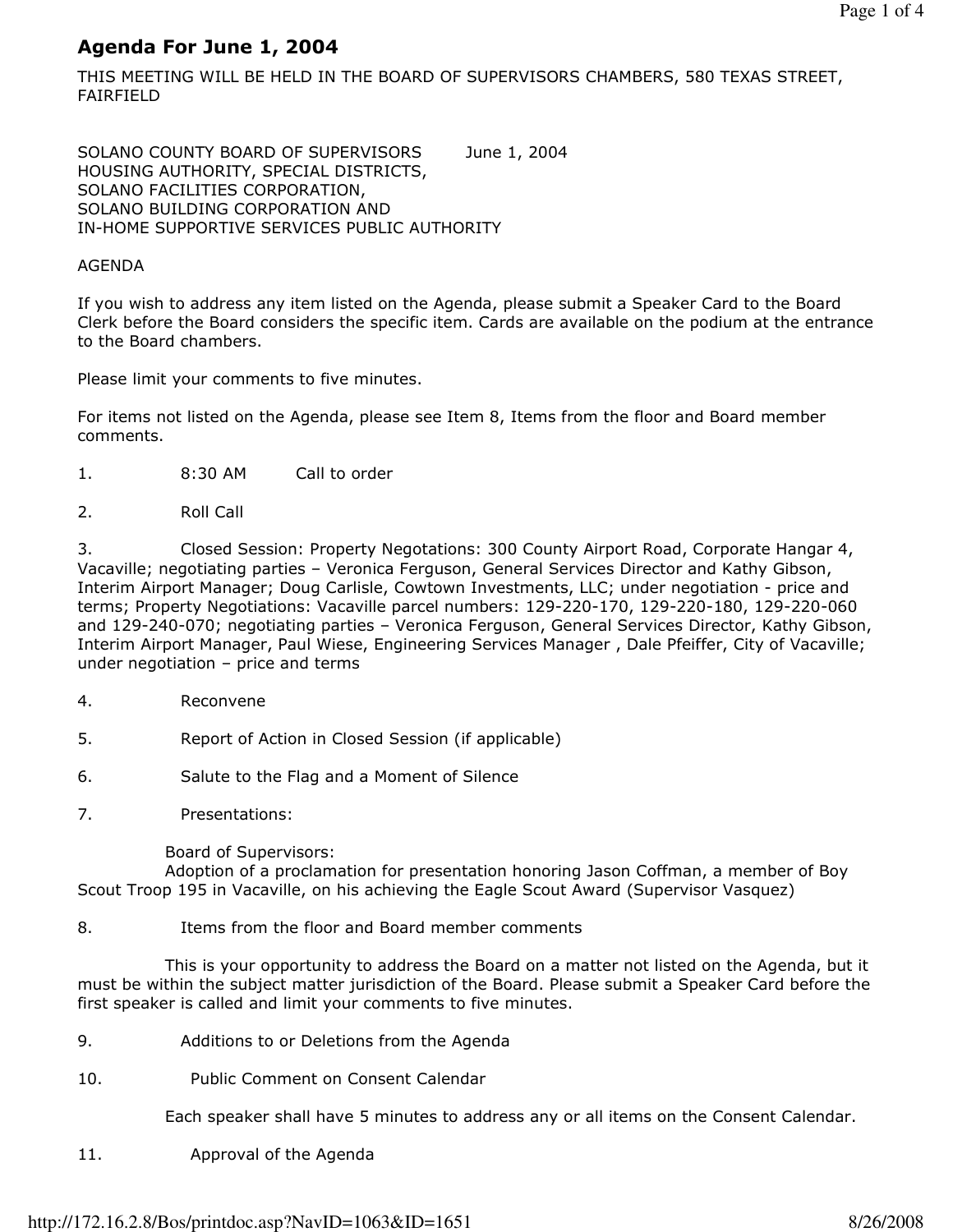# Agenda For June 1, 2004

THIS MEETING WILL BE HELD IN THE BOARD OF SUPERVISORS CHAMBERS, 580 TEXAS STREET, FAIRFIELD

SOLANO COUNTY BOARD OF SUPERVISORS June 1, 2004
HOUSING AUTHORITY, SPECIAL DISTRICTS,
SOLANO FACILITIES CORPORATION,
SOLANO BUILDING CORPORATION AND
IN-HOME SUPPORTIVE SERVICES PUBLIC AUTHORITY

AGENDA

If you wish to address any item listed on the Agenda, please submit a Speaker Card to the Board Clerk before the Board considers the specific item. Cards are available on the podium at the entrance to the Board chambers.

Please limit your comments to five minutes.

For items not listed on the Agenda, please see Item 8, Items from the floor and Board member comments.

1. 8:30 AM Call to order

2. Roll Call

3. Closed Session: Property Negotations: 300 County Airport Road, Corporate Hangar 4, Vacaville; negotiating parties – Veronica Ferguson, General Services Director and Kathy Gibson, Interim Airport Manager; Doug Carlisle, Cowtown Investments, LLC; under negotiation - price and terms; Property Negotiations: Vacaville parcel numbers: 129-220-170, 129-220-180, 129-220-060 and 129-240-070; negotiating parties – Veronica Ferguson, General Services Director, Kathy Gibson, Interim Airport Manager, Paul Wiese, Engineering Services Manager , Dale Pfeiffer, City of Vacaville; under negotiation – price and terms

4. Reconvene

5. Report of Action in Closed Session (if applicable)

6. Salute to the Flag and a Moment of Silence

7. Presentations:

   Board of Supervisors:
   Adoption of a proclamation for presentation honoring Jason Coffman, a member of Boy Scout Troop 195 in Vacaville, on his achieving the Eagle Scout Award (Supervisor Vasquez)

8. Items from the floor and Board member comments

   This is your opportunity to address the Board on a matter not listed on the Agenda, but it must be within the subject matter jurisdiction of the Board. Please submit a Speaker Card before the first speaker is called and limit your comments to five minutes.

9. Additions to or Deletions from the Agenda

10. Public Comment on Consent Calendar

    Each speaker shall have 5 minutes to address any or all items on the Consent Calendar.

11. Approval of the Agenda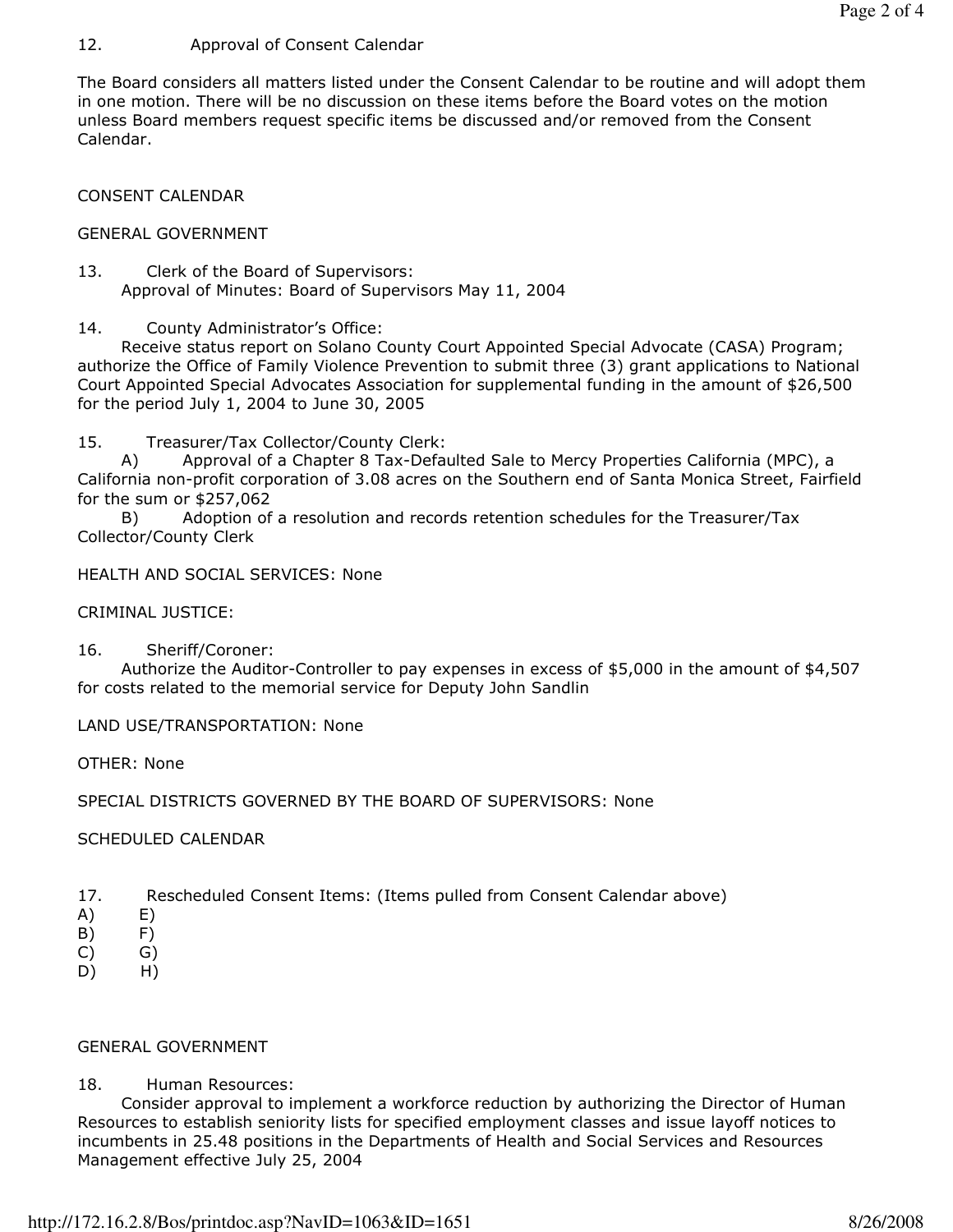12. Approval of Consent Calendar

The Board considers all matters listed under the Consent Calendar to be routine and will adopt them in one motion. There will be no discussion on these items before the Board votes on the motion unless Board members request specific items be discussed and/or removed from the Consent Calendar.

CONSENT CALENDAR

GENERAL GOVERNMENT

13. Clerk of the Board of Supervisors:
Approval of Minutes: Board of Supervisors May 11, 2004

14. County Administrator's Office:
Receive status report on Solano County Court Appointed Special Advocate (CASA) Program; authorize the Office of Family Violence Prevention to submit three (3) grant applications to National Court Appointed Special Advocates Association for supplemental funding in the amount of $26,500 for the period July 1, 2004 to June 30, 2005

15. Treasurer/Tax Collector/County Clerk:
A) Approval of a Chapter 8 Tax-Defaulted Sale to Mercy Properties California (MPC), a California non-profit corporation of 3.08 acres on the Southern end of Santa Monica Street, Fairfield for the sum or $257,062
B) Adoption of a resolution and records retention schedules for the Treasurer/Tax Collector/County Clerk

HEALTH AND SOCIAL SERVICES: None

CRIMINAL JUSTICE:

16. Sheriff/Coroner:
Authorize the Auditor-Controller to pay expenses in excess of $5,000 in the amount of $4,507 for costs related to the memorial service for Deputy John Sandlin

LAND USE/TRANSPORTATION: None

OTHER: None

SPECIAL DISTRICTS GOVERNED BY THE BOARD OF SUPERVISORS: None

SCHEDULED CALENDAR

17. Rescheduled Consent Items: (Items pulled from Consent Calendar above)

A) E)
B) F)
C) G)
D) H)

GENERAL GOVERNMENT

18. Human Resources:
Consider approval to implement a workforce reduction by authorizing the Director of Human Resources to establish seniority lists for specified employment classes and issue layoff notices to incumbents in 25.48 positions in the Departments of Health and Social Services and Resources Management effective July 25, 2004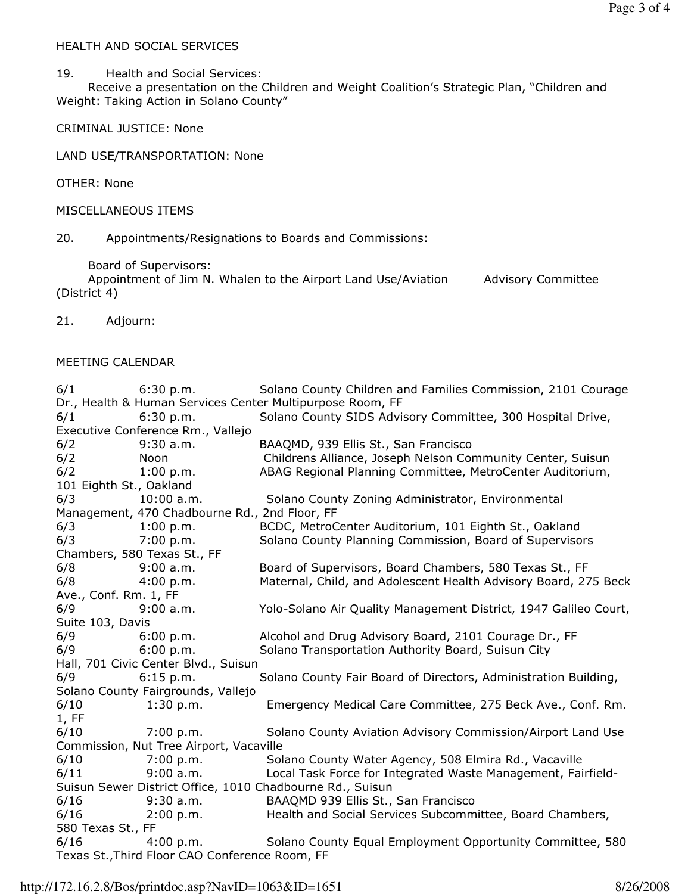HEALTH AND SOCIAL SERVICES

19. Health and Social Services:
Receive a presentation on the Children and Weight Coalition's Strategic Plan, "Children and Weight: Taking Action in Solano County"

CRIMINAL JUSTICE: None

LAND USE/TRANSPORTATION: None

OTHER: None

MISCELLANEOUS ITEMS

20. Appointments/Resignations to Boards and Commissions:

Board of Supervisors:
Appointment of Jim N. Whalen to the Airport Land Use/Aviation Advisory Committee (District 4)

21. Adjourn:

MEETING CALENDAR

| Date | Time | Meeting |
|---|---|---|
| 6/1 | 6:30 p.m. | Solano County Children and Families Commission, 2101 Courage Dr., Health & Human Services Center Multipurpose Room, FF |
| 6/1 | 6:30 p.m. | Solano County SIDS Advisory Committee, 300 Hospital Drive, Executive Conference Rm., Vallejo |
| 6/2 | 9:30 a.m. | BAAQMD, 939 Ellis St., San Francisco |
| 6/2 | Noon | Childrens Alliance, Joseph Nelson Community Center, Suisun |
| 6/2 | 1:00 p.m. | ABAG Regional Planning Committee, MetroCenter Auditorium, 101 Eighth St., Oakland |
| 6/3 | 10:00 a.m. | Solano County Zoning Administrator, Environmental Management, 470 Chadbourne Rd., 2nd Floor, FF |
| 6/3 | 1:00 p.m. | BCDC, MetroCenter Auditorium, 101 Eighth St., Oakland |
| 6/3 | 7:00 p.m. | Solano County Planning Commission, Board of Supervisors Chambers, 580 Texas St., FF |
| 6/8 | 9:00 a.m. | Board of Supervisors, Board Chambers, 580 Texas St., FF |
| 6/8 | 4:00 p.m. | Maternal, Child, and Adolescent Health Advisory Board, 275 Beck Ave., Conf. Rm. 1, FF |
| 6/9 | 9:00 a.m. | Yolo-Solano Air Quality Management District, 1947 Galileo Court, Suite 103, Davis |
| 6/9 | 6:00 p.m. | Alcohol and Drug Advisory Board, 2101 Courage Dr., FF |
| 6/9 | 6:00 p.m. | Solano Transportation Authority Board, Suisun City Hall, 701 Civic Center Blvd., Suisun |
| 6/9 | 6:15 p.m. | Solano County Fair Board of Directors, Administration Building, Solano County Fairgrounds, Vallejo |
| 6/10 | 1:30 p.m. | Emergency Medical Care Committee, 275 Beck Ave., Conf. Rm. 1, FF |
| 6/10 | 7:00 p.m. | Solano County Aviation Advisory Commission/Airport Land Use Commission, Nut Tree Airport, Vacaville |
| 6/10 | 7:00 p.m. | Solano County Water Agency, 508 Elmira Rd., Vacaville |
| 6/11 | 9:00 a.m. | Local Task Force for Integrated Waste Management, Fairfield-Suisun Sewer District Office, 1010 Chadbourne Rd., Suisun |
| 6/16 | 9:30 a.m. | BAAQMD 939 Ellis St., San Francisco |
| 6/16 | 2:00 p.m. | Health and Social Services Subcommittee, Board Chambers, 580 Texas St., FF |
| 6/16 | 4:00 p.m. | Solano County Equal Employment Opportunity Committee, 580 Texas St.,Third Floor CAO Conference Room, FF |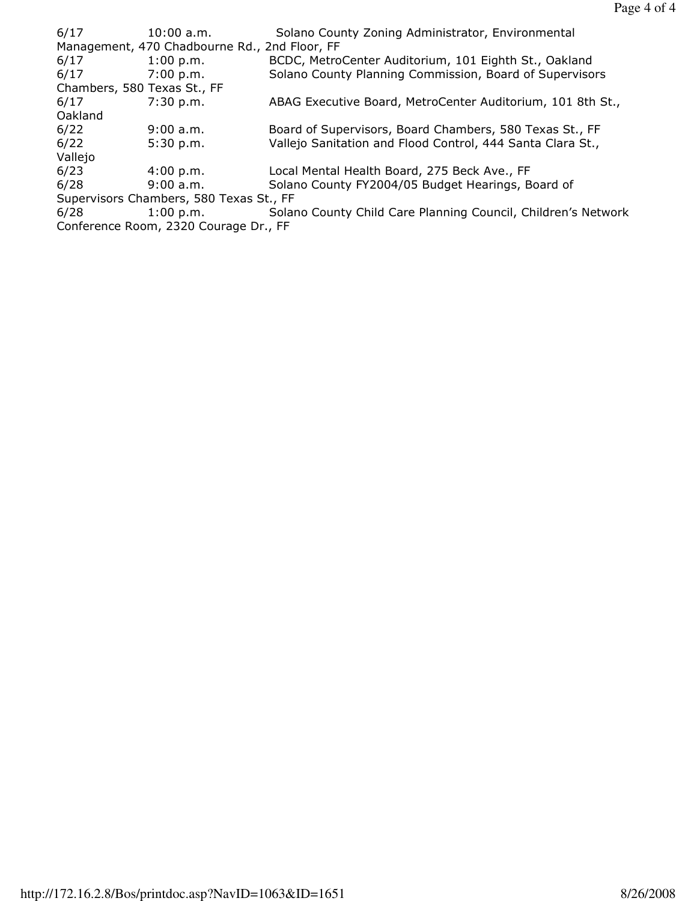| | | |
|---|---|---|
| 6/17 | 10:00 a.m. | Solano County Zoning Administrator, Environmental Management, 470 Chadbourne Rd., 2nd Floor, FF |
| 6/17 | 1:00 p.m. | BCDC, MetroCenter Auditorium, 101 Eighth St., Oakland |
| 6/17 | 7:00 p.m. | Solano County Planning Commission, Board of Supervisors Chambers, 580 Texas St., FF |
| 6/17 | 7:30 p.m. | ABAG Executive Board, MetroCenter Auditorium, 101 8th St., Oakland |
| 6/22 | 9:00 a.m. | Board of Supervisors, Board Chambers, 580 Texas St., FF |
| 6/22 | 5:30 p.m. | Vallejo Sanitation and Flood Control, 444 Santa Clara St., Vallejo |
| 6/23 | 4:00 p.m. | Local Mental Health Board, 275 Beck Ave., FF |
| 6/28 | 9:00 a.m. | Solano County FY2004/05 Budget Hearings, Board of Supervisors Chambers, 580 Texas St., FF |
| 6/28 | 1:00 p.m. | Solano County Child Care Planning Council, Children's Network Conference Room, 2320 Courage Dr., FF |